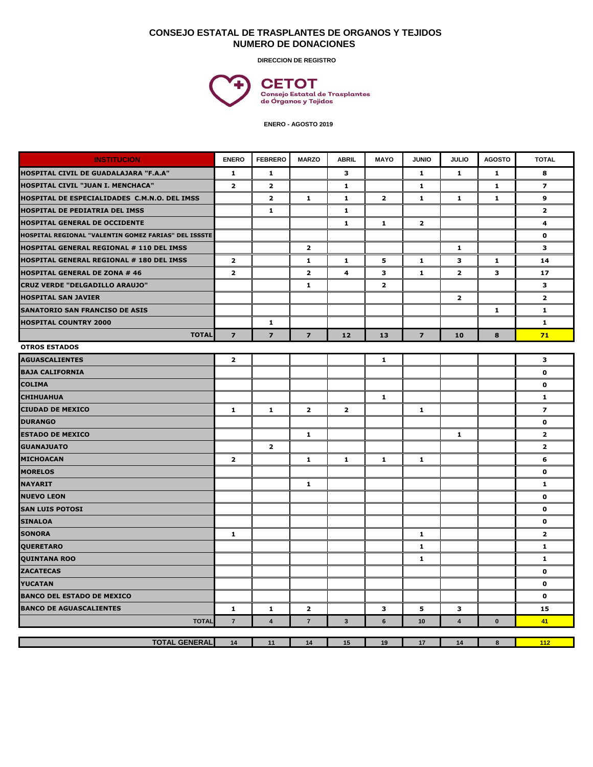# CONSEJO ESTATAL DE TRASPLANTES DE ORGANOS Y TEJIDOS
## NUMERO DE DONACIONES

**DIRECCION DE REGISTRO**

**CETOT**
Consejo Estatal de Trasplantes de Órganos y Tejidos

**ENERO - AGOSTO 2019**

| INSTITUCION | ENERO | FEBRERO | MARZO | ABRIL | MAYO | JUNIO | JULIO | AGOSTO | TOTAL |
|---|---|---|---|---|---|---|---|---|---|
| HOSPITAL CIVIL DE GUADALAJARA "F.A.A" | 1 | 1 | | 3 | | 1 | 1 | 1 | 8 |
| HOSPITAL CIVIL "JUAN I. MENCHACA" | 2 | 2 | | 1 | | 1 | | 1 | 7 |
| HOSPITAL DE ESPECIALIDADES C.M.N.O. DEL IMSS | | 2 | 1 | 1 | 2 | 1 | 1 | 1 | 9 |
| HOSPITAL DE PEDIATRIA DEL IMSS | | 1 | | 1 | | | | | 2 |
| HOSPITAL GENERAL DE OCCIDENTE | | | | 1 | 1 | 2 | | | 4 |
| HOSPITAL REGIONAL "VALENTIN GOMEZ FARIAS" DEL ISSSTE | | | | | | | | | 0 |
| HOSPITAL GENERAL REGIONAL # 110 DEL IMSS | | | 2 | | | | 1 | | 3 |
| HOSPITAL GENERAL REGIONAL # 180 DEL IMSS | 2 | | 1 | 1 | 5 | 1 | 3 | 1 | 14 |
| HOSPITAL GENERAL DE ZONA # 46 | 2 | | 2 | 4 | 3 | 1 | 2 | 3 | 17 |
| CRUZ VERDE "DELGADILLO ARAUJO" | | | 1 | | 2 | | | | 3 |
| HOSPITAL SAN JAVIER | | | | | | | 2 | | 2 |
| SANATORIO SAN FRANCISO DE ASIS | | | | | | | | 1 | 1 |
| HOSPITAL COUNTRY 2000 | | 1 | | | | | | | 1 |
| TOTAL | 7 | 7 | 7 | 12 | 13 | 7 | 10 | 8 | 71 |
| **OTROS ESTADOS** | | | | | | | | | |
| AGUASCALIENTES | 2 | | | | 1 | | | | 3 |
| BAJA CALIFORNIA | | | | | | | | | 0 |
| COLIMA | | | | | | | | | 0 |
| CHIHUAHUA | | | | | 1 | | | | 1 |
| CIUDAD DE MEXICO | 1 | 1 | 2 | 2 | | 1 | | | 7 |
| DURANGO | | | | | | | | | 0 |
| ESTADO DE MEXICO | | | 1 | | | | 1 | | 2 |
| GUANAJUATO | | 2 | | | | | | | 2 |
| MICHOACAN | 2 | | 1 | 1 | 1 | 1 | | | 6 |
| MORELOS | | | | | | | | | 0 |
| NAYARIT | | | 1 | | | | | | 1 |
| NUEVO LEON | | | | | | | | | 0 |
| SAN LUIS POTOSI | | | | | | | | | 0 |
| SINALOA | | | | | | | | | 0 |
| SONORA | 1 | | | | | 1 | | | 2 |
| QUERETARO | | | | | | 1 | | | 1 |
| QUINTANA ROO | | | | | | 1 | | | 1 |
| ZACATECAS | | | | | | | | | 0 |
| YUCATAN | | | | | | | | | 0 |
| BANCO DEL ESTADO DE MEXICO | | | | | | | | | 0 |
| BANCO DE AGUASCALIENTES | 1 | 1 | 2 | | 3 | 5 | 3 | | 15 |
| TOTAL | 7 | 4 | 7 | 3 | 6 | 10 | 4 | 0 | 41 |
| TOTAL GENERAL | 14 | 11 | 14 | 15 | 19 | 17 | 14 | 8 | 112 |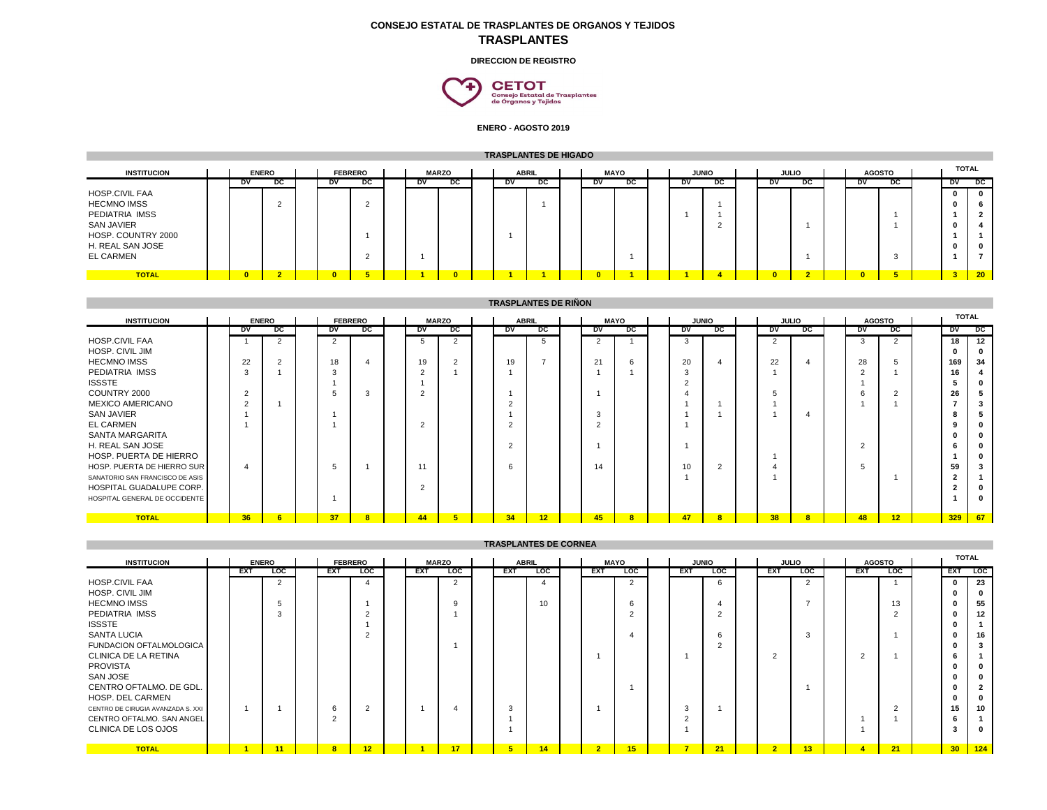**CONSEJO ESTATAL DE TRASPLANTES DE ORGANOS Y TEJIDOS**

# TRASPLANTES

**DIRECCION DE REGISTRO**

**CETOT**
Consejo Estatal de Trasplantes de Órganos y Tejidos

**ENERO - AGOSTO 2019**

## TRASPLANTES DE HIGADO

| INSTITUCION | ENERO | | FEBRERO | | MARZO | | ABRIL | | MAYO | | JUNIO | | JULIO | | AGOSTO | | TOTAL | |
|---|---|---|---|---|---|---|---|---|---|---|---|---|---|---|---|---|---|---|
| | DV | DC | DV | DC | DV | DC | DV | DC | DV | DC | DV | DC | DV | DC | DV | DC | DV | DC |
| HOSP.CIVIL FAA | | | | | | | | | | | | | | | | | 0 | 0 |
| HECMNO IMSS | | 2 | | 2 | | | | 1 | | | | 1 | | | | | 0 | 6 |
| PEDIATRIA IMSS | | | | | | | | | | | 1 | 1 | | | | 1 | 1 | 2 |
| SAN JAVIER | | | | | | | | | | | | 2 | | 1 | | 1 | 0 | 4 |
| HOSP. COUNTRY 2000 | | | | 1 | | | 1 | | | | | | | | | | 1 | 1 |
| H. REAL SAN JOSE | | | | | | | | | | | | | | | | | 0 | 0 |
| EL CARMEN | | | | 2 | 1 | | | | | 1 | | | | 1 | | 3 | 1 | 7 |
| **TOTAL** | **0** | **2** | **0** | **5** | **1** | **0** | **1** | **1** | **0** | **1** | **1** | **4** | **0** | **2** | **0** | **5** | **3** | **20** |

## TRASPLANTES DE RIÑON

| INSTITUCION | ENERO | | FEBRERO | | MARZO | | ABRIL | | MAYO | | JUNIO | | JULIO | | AGOSTO | | TOTAL | |
|---|---|---|---|---|---|---|---|---|---|---|---|---|---|---|---|---|---|---|
| | DV | DC | DV | DC | DV | DC | DV | DC | DV | DC | DV | DC | DV | DC | DV | DC | DV | DC |
| HOSP.CIVIL FAA | 1 | 2 | 2 | | 5 | 2 | | 5 | 2 | 1 | 3 | | 2 | | 3 | 2 | 18 | 12 |
| HOSP. CIVIL JIM | | | | | | | | | | | | | | | | | 0 | 0 |
| HECMNO IMSS | 22 | 2 | 18 | 4 | 19 | 2 | 19 | 7 | 21 | 6 | 20 | 4 | 22 | 4 | 28 | 5 | 169 | 34 |
| PEDIATRIA IMSS | 3 | 1 | 3 | | 2 | 1 | 1 | | 1 | 1 | 3 | | 1 | | 2 | 1 | 16 | 4 |
| ISSSTE | | | 1 | | 1 | | | | | | 2 | | | | 1 | | 5 | 0 |
| COUNTRY 2000 | 2 | | 5 | 3 | 2 | | 1 | | 1 | | 4 | | 5 | | 6 | 2 | 26 | 5 |
| MEXICO AMERICANO | 2 | 1 | | | | | 2 | | | | 1 | 1 | 1 | | 1 | 1 | 7 | 3 |
| SAN JAVIER | 1 | | 1 | | | | 1 | | 3 | | 1 | 1 | 1 | 4 | | | 8 | 5 |
| EL CARMEN | 1 | | 1 | | 2 | | 2 | | 2 | | 1 | | | | | | 9 | 0 |
| SANTA MARGARITA | | | | | | | | | | | | | | | | | 0 | 0 |
| H. REAL SAN JOSE | | | | | | | 2 | | 1 | | 1 | | | | 2 | | 6 | 0 |
| HOSP. PUERTA DE HIERRO | | | | | | | | | | | | | 1 | | | | 1 | 0 |
| HOSP. PUERTA DE HIERRO SUR | 4 | | 5 | 1 | 11 | | 6 | | 14 | | 10 | 2 | 4 | | 5 | | 59 | 3 |
| SANATORIO SAN FRANCISCO DE ASIS | | | | | | | | | | | 1 | | 1 | | | 1 | 2 | 1 |
| HOSPITAL GUADALUPE CORP. | | | | | 2 | | | | | | | | | | | | 2 | 0 |
| HOSPITAL GENERAL DE OCCIDENTE | | | 1 | | | | | | | | | | | | | | 1 | 0 |
| **TOTAL** | **36** | **6** | **37** | **8** | **44** | **5** | **34** | **12** | **45** | **8** | **47** | **8** | **38** | **8** | **48** | **12** | **329** | **67** |

## TRASPLANTES DE CORNEA

| INSTITUCION | ENERO | | FEBRERO | | MARZO | | ABRIL | | MAYO | | JUNIO | | JULIO | | AGOSTO | | TOTAL | |
|---|---|---|---|---|---|---|---|---|---|---|---|---|---|---|---|---|---|---|
| | EXT | LOC | EXT | LOC | EXT | LOC | EXT | LOC | EXT | LOC | EXT | LOC | EXT | LOC | EXT | LOC | EXT | LOC |
| HOSP.CIVIL FAA | | 2 | | 4 | | 2 | | 4 | | 2 | | 6 | | 2 | | 1 | 0 | 23 |
| HOSP. CIVIL JIM | | | | | | | | | | | | | | | | | 0 | 0 |
| HECMNO IMSS | | 5 | | 1 | | 9 | | 10 | | 6 | | 4 | | 7 | | 13 | 0 | 55 |
| PEDIATRIA IMSS | | 3 | | 2 | | 1 | | | | 2 | | 2 | | | | 2 | 0 | 12 |
| ISSSTE | | | | 1 | | | | | | | | | | | | | 0 | 1 |
| SANTA LUCIA | | | | 2 | | | | | | 4 | | 6 | | 3 | | 1 | 0 | 16 |
| FUNDACION OFTALMOLOGICA | | | | | | 1 | | | | | | 2 | | | | | 0 | 3 |
| CLINICA DE LA RETINA | | | | | | | | | 1 | | 1 | | 2 | | 2 | 1 | 6 | 1 |
| PROVISTA | | | | | | | | | | | | | | | | | 0 | 0 |
| SAN JOSE | | | | | | | | | | | | | | | | | 0 | 0 |
| CENTRO OFTALMO. DE GDL. | | | | | | | | | | 1 | | | | 1 | | | 0 | 2 |
| HOSP. DEL CARMEN | | | | | | | | | | | | | | | | | 0 | 0 |
| CENTRO DE CIRUGIA AVANZADA S. XXI | 1 | 1 | 6 | 2 | 1 | 4 | 3 | | 1 | | 3 | 1 | | | | 2 | 15 | 10 |
| CENTRO OFTALMO. SAN ANGEL | | | 2 | | | | 1 | | | | 2 | | | | 1 | 1 | 6 | 1 |
| CLINICA DE LOS OJOS | | | | | | | 1 | | | | 1 | | | | 1 | | 3 | 0 |
| **TOTAL** | **1** | **11** | **8** | **12** | **1** | **17** | **5** | **14** | **2** | **15** | **7** | **21** | **2** | **13** | **4** | **21** | **30** | **124** |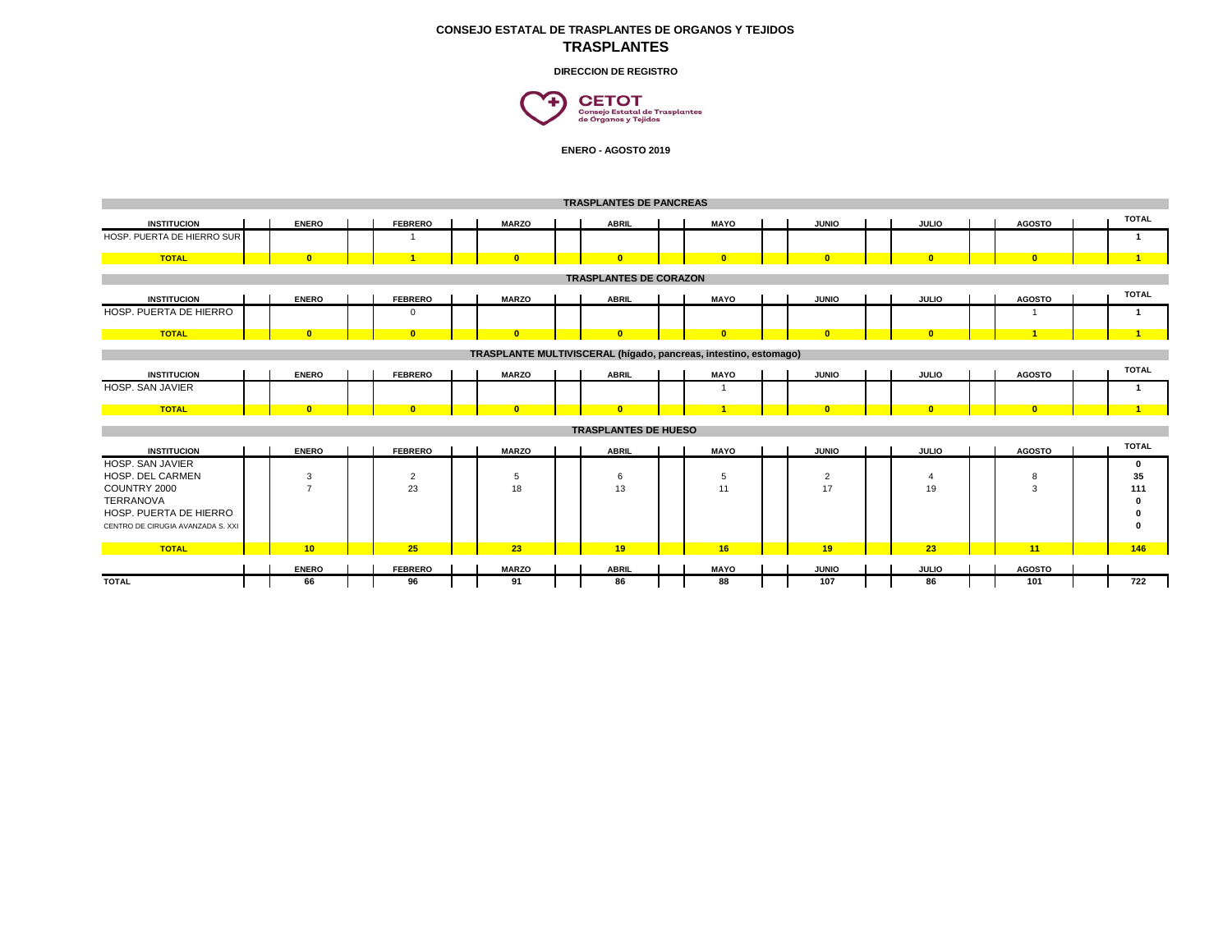**CONSEJO ESTATAL DE TRASPLANTES DE ORGANOS Y TEJIDOS**

# TRASPLANTES

**DIRECCION DE REGISTRO**

**CETOT**
Consejo Estatal de Trasplantes de Órganos y Tejidos

**ENERO - AGOSTO 2019**

## TRASPLANTES DE PANCREAS

| INSTITUCION | ENERO | FEBRERO | MARZO | ABRIL | MAYO | JUNIO | JULIO | AGOSTO | TOTAL |
|---|---|---|---|---|---|---|---|---|---|
| HOSP. PUERTA DE HIERRO SUR | | 1 | | | | | | | 1 |
| **TOTAL** | **0** | **1** | **0** | **0** | **0** | **0** | **0** | **0** | **1** |

## TRASPLANTES DE CORAZON

| INSTITUCION | ENERO | FEBRERO | MARZO | ABRIL | MAYO | JUNIO | JULIO | AGOSTO | TOTAL |
|---|---|---|---|---|---|---|---|---|---|
| HOSP. PUERTA DE HIERRO | | 0 | | | | | | 1 | 1 |
| **TOTAL** | **0** | **0** | **0** | **0** | **0** | **0** | **0** | **1** | **1** |

## TRASPLANTE MULTIVISCERAL (hígado, pancreas, intestino, estomago)

| INSTITUCION | ENERO | FEBRERO | MARZO | ABRIL | MAYO | JUNIO | JULIO | AGOSTO | TOTAL |
|---|---|---|---|---|---|---|---|---|---|
| HOSP. SAN JAVIER | | | | | 1 | | | | 1 |
| **TOTAL** | **0** | **0** | **0** | **0** | **1** | **0** | **0** | **0** | **1** |

## TRASPLANTES DE HUESO

| INSTITUCION | ENERO | FEBRERO | MARZO | ABRIL | MAYO | JUNIO | JULIO | AGOSTO | TOTAL |
|---|---|---|---|---|---|---|---|---|---|
| HOSP. SAN JAVIER | | | | | | | | | 0 |
| HOSP. DEL CARMEN | 3 | 2 | 5 | 6 | 5 | 2 | 4 | 8 | 35 |
| COUNTRY 2000 | 7 | 23 | 18 | 13 | 11 | 17 | 19 | 3 | 111 |
| TERRANOVA | | | | | | | | | 0 |
| HOSP. PUERTA DE HIERRO | | | | | | | | | 0 |
| CENTRO DE CIRUGIA AVANZADA S. XXI | | | | | | | | | 0 |
| **TOTAL** | **10** | **25** | **23** | **19** | **16** | **19** | **23** | **11** | **146** |

| | ENERO | FEBRERO | MARZO | ABRIL | MAYO | JUNIO | JULIO | AGOSTO | |
|---|---|---|---|---|---|---|---|---|---|
| **TOTAL** | **66** | **96** | **91** | **86** | **88** | **107** | **86** | **101** | **722** |